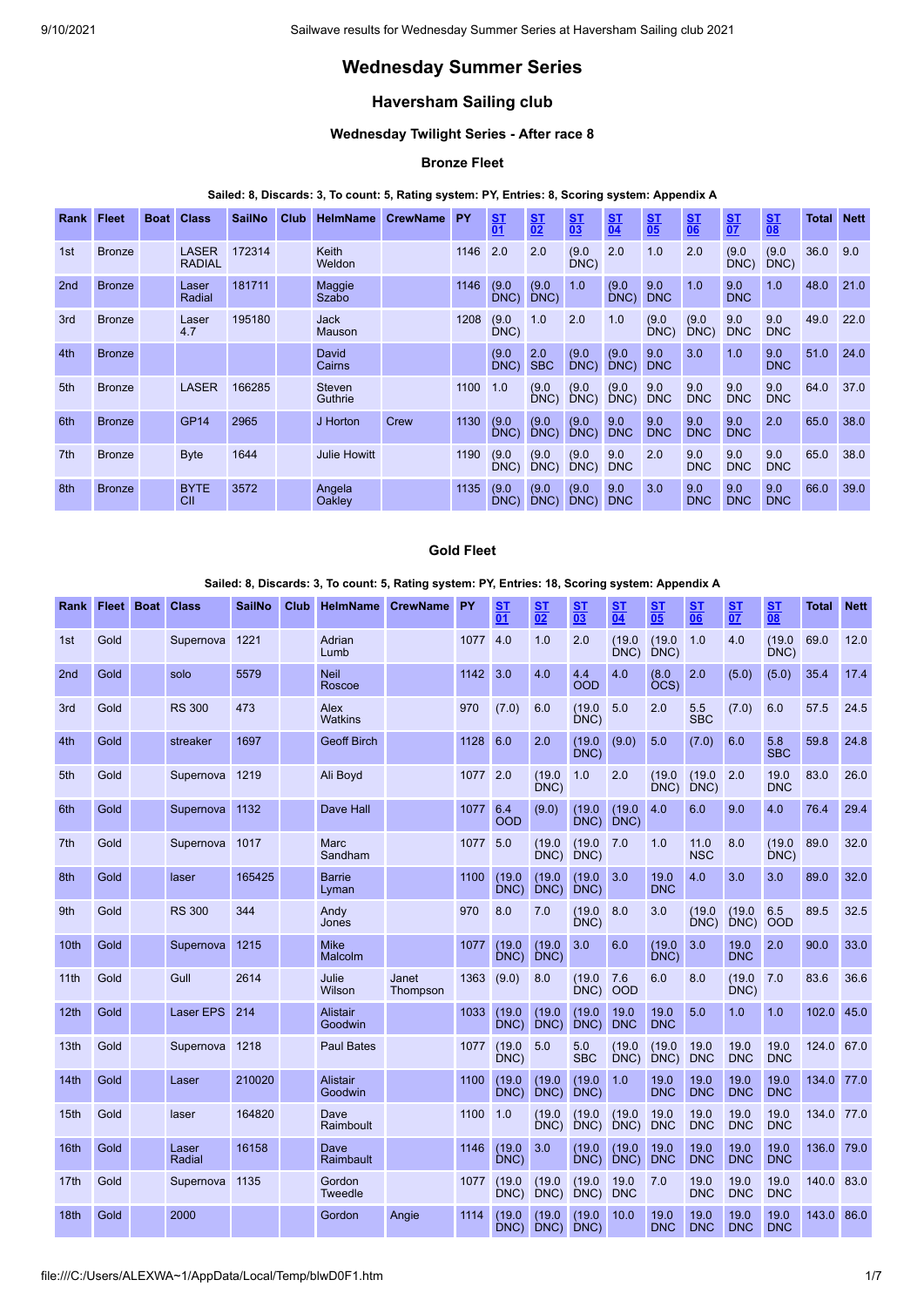# Wednesday Summer Series

## Haversham Sailing club

### Wednesday Twilight Series - After race 8

#### Bronze Fleet

**Sailed: 8, Discards: 3, To count: 5, Rating system: PY, Entries: 8, Scoring system: Appendix A**

| Rank | Fleet | Boat | Class | SailNo | Club | HelmName | CrewName | PY | ST 01 | ST 02 | ST 03 | ST 04 | ST 05 | ST 06 | ST 07 | ST 08 | Total | Nett |
|---|---|---|---|---|---|---|---|---|---|---|---|---|---|---|---|---|---|---|
| 1st | Bronze | | LASER RADIAL | 172314 | | Keith Weldon | | 1146 | 2.0 | 2.0 | (9.0 DNC) | 2.0 | 1.0 | 2.0 | (9.0 DNC) | (9.0 DNC) | 36.0 | 9.0 |
| 2nd | Bronze | | Laser Radial | 181711 | | Maggie Szabo | | 1146 | (9.0 DNC) | (9.0 DNC) | 1.0 | (9.0 DNC) | 9.0 DNC | 1.0 | 9.0 DNC | 1.0 | 48.0 | 21.0 |
| 3rd | Bronze | | Laser 4.7 | 195180 | | Jack Mauson | | 1208 | (9.0 DNC) | 1.0 | 2.0 | 1.0 | (9.0 DNC) | (9.0 DNC) | 9.0 DNC | 9.0 DNC | 49.0 | 22.0 |
| 4th | Bronze | | | | | David Cairns | | | (9.0 DNC) | 2.0 SBC | (9.0 DNC) | (9.0 DNC) | 9.0 DNC | 3.0 | 1.0 | 9.0 DNC | 51.0 | 24.0 |
| 5th | Bronze | | LASER | 166285 | | Steven Guthrie | | 1100 | 1.0 | (9.0 DNC) | (9.0 DNC) | (9.0 DNC) | 9.0 DNC | 9.0 DNC | 9.0 DNC | 9.0 DNC | 64.0 | 37.0 |
| 6th | Bronze | | GP14 | 2965 | | J Horton | Crew | 1130 | (9.0 DNC) | (9.0 DNC) | (9.0 DNC) | 9.0 DNC | 9.0 DNC | 9.0 DNC | 9.0 DNC | 2.0 | 65.0 | 38.0 |
| 7th | Bronze | | Byte | 1644 | | Julie Howitt | | 1190 | (9.0 DNC) | (9.0 DNC) | (9.0 DNC) | 9.0 DNC | 2.0 | 9.0 DNC | 9.0 DNC | 9.0 DNC | 65.0 | 38.0 |
| 8th | Bronze | | BYTE CII | 3572 | | Angela Oakley | | 1135 | (9.0 DNC) | (9.0 DNC) | (9.0 DNC) | 9.0 DNC | 3.0 | 9.0 DNC | 9.0 DNC | 9.0 DNC | 66.0 | 39.0 |

#### Gold Fleet

**Sailed: 8, Discards: 3, To count: 5, Rating system: PY, Entries: 18, Scoring system: Appendix A**

| Rank | Fleet | Boat | Class | SailNo | Club | HelmName | CrewName | PY | ST 01 | ST 02 | ST 03 | ST 04 | ST 05 | ST 06 | ST 07 | ST 08 | Total | Nett |
|---|---|---|---|---|---|---|---|---|---|---|---|---|---|---|---|---|---|---|
| 1st | Gold | | Supernova | 1221 | | Adrian Lumb | | 1077 | 4.0 | 1.0 | 2.0 | (19.0 DNC) | (19.0 DNC) | 1.0 | 4.0 | (19.0 DNC) | 69.0 | 12.0 |
| 2nd | Gold | | solo | 5579 | | Neil Roscoe | | 1142 | 3.0 | 4.0 | 4.4 OOD | 4.0 | (8.0 OCS) | 2.0 | (5.0) | (5.0) | 35.4 | 17.4 |
| 3rd | Gold | | RS 300 | 473 | | Alex Watkins | | 970 | (7.0) | 6.0 | (19.0 DNC) | 5.0 | 2.0 | 5.5 SBC | (7.0) | 6.0 | 57.5 | 24.5 |
| 4th | Gold | | streaker | 1697 | | Geoff Birch | | 1128 | 6.0 | 2.0 | (19.0 DNC) | (9.0) | 5.0 | (7.0) | 6.0 | 5.8 SBC | 59.8 | 24.8 |
| 5th | Gold | | Supernova | 1219 | | Ali Boyd | | 1077 | 2.0 | (19.0 DNC) | 1.0 | 2.0 | (19.0 DNC) | (19.0 DNC) | 2.0 | 19.0 DNC | 83.0 | 26.0 |
| 6th | Gold | | Supernova | 1132 | | Dave Hall | | 1077 | 6.4 OOD | (9.0) | (19.0 DNC) | (19.0 DNC) | 4.0 | 6.0 | 9.0 | 4.0 | 76.4 | 29.4 |
| 7th | Gold | | Supernova | 1017 | | Marc Sandham | | 1077 | 5.0 | (19.0 DNC) | (19.0 DNC) | 7.0 | 1.0 | 11.0 NSC | 8.0 | (19.0 DNC) | 89.0 | 32.0 |
| 8th | Gold | | laser | 165425 | | Barrie Lyman | | 1100 | (19.0 DNC) | (19.0 DNC) | (19.0 DNC) | 3.0 | 19.0 DNC | 4.0 | 3.0 | 3.0 | 89.0 | 32.0 |
| 9th | Gold | | RS 300 | 344 | | Andy Jones | | 970 | 8.0 | 7.0 | (19.0 DNC) | 8.0 | 3.0 | (19.0 DNC) | (19.0 DNC) | 6.5 OOD | 89.5 | 32.5 |
| 10th | Gold | | Supernova | 1215 | | Mike Malcolm | | 1077 | (19.0 DNC) | (19.0 DNC) | 3.0 | 6.0 | (19.0 DNC) | 3.0 | 19.0 DNC | 2.0 | 90.0 | 33.0 |
| 11th | Gold | | Gull | 2614 | | Julie Wilson | Janet Thompson | 1363 | (9.0) | 8.0 | (19.0 DNC) | 7.6 OOD | 6.0 | 8.0 | (19.0 DNC) | 7.0 | 83.6 | 36.6 |
| 12th | Gold | | Laser EPS | 214 | | Alistair Goodwin | | 1033 | (19.0 DNC) | (19.0 DNC) | (19.0 DNC) | 19.0 DNC | 19.0 DNC | 5.0 | 1.0 | 1.0 | 102.0 | 45.0 |
| 13th | Gold | | Supernova | 1218 | | Paul Bates | | 1077 | (19.0 DNC) | 5.0 | 5.0 SBC | (19.0 DNC) | (19.0 DNC) | 19.0 DNC | 19.0 DNC | 19.0 DNC | 124.0 | 67.0 |
| 14th | Gold | | Laser | 210020 | | Alistair Goodwin | | 1100 | (19.0 DNC) | (19.0 DNC) | (19.0 DNC) | 1.0 | 19.0 DNC | 19.0 DNC | 19.0 DNC | 19.0 DNC | 134.0 | 77.0 |
| 15th | Gold | | laser | 164820 | | Dave Raimboult | | 1100 | 1.0 | (19.0 DNC) | (19.0 DNC) | (19.0 DNC) | 19.0 DNC | 19.0 DNC | 19.0 DNC | 19.0 DNC | 134.0 | 77.0 |
| 16th | Gold | | Laser Radial | 16158 | | Dave Raimbault | | 1146 | (19.0 DNC) | 3.0 | (19.0 DNC) | (19.0 DNC) | 19.0 DNC | 19.0 DNC | 19.0 DNC | 19.0 DNC | 136.0 | 79.0 |
| 17th | Gold | | Supernova | 1135 | | Gordon Tweedle | | 1077 | (19.0 DNC) | (19.0 DNC) | (19.0 DNC) | 19.0 DNC | 7.0 | 19.0 DNC | 19.0 DNC | 19.0 DNC | 140.0 | 83.0 |
| 18th | Gold | | 2000 | | | Gordon | Angie | 1114 | (19.0 DNC) | (19.0 DNC) | (19.0 DNC) | 10.0 | 19.0 DNC | 19.0 DNC | 19.0 DNC | 19.0 DNC | 143.0 | 86.0 |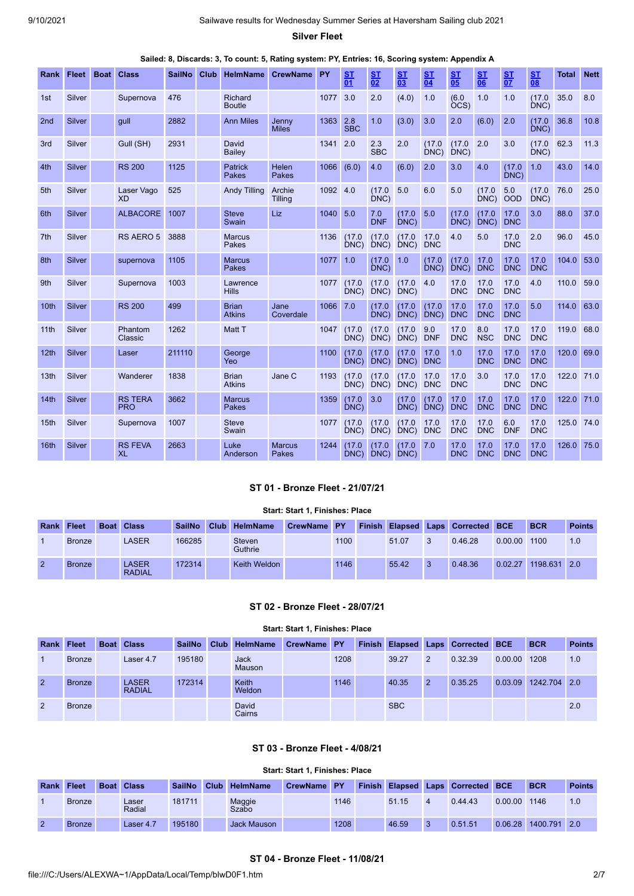## Silver Fleet

**Sailed: 8, Discards: 3, To count: 5, Rating system: PY, Entries: 16, Scoring system: Appendix A**

| Rank | Fleet | Boat | Class | SailNo | Club | HelmName | CrewName | PY | ST 01 | ST 02 | ST 03 | ST 04 | ST 05 | ST 06 | ST 07 | ST 08 | Total | Nett |
|---|---|---|---|---|---|---|---|---|---|---|---|---|---|---|---|---|---|---|
| 1st | Silver | | Supernova | 476 | | Richard Boutle | | 1077 | 3.0 | 2.0 | (4.0) | 1.0 | (6.0 OCS) | 1.0 | 1.0 | (17.0 DNC) | 35.0 | 8.0 |
| 2nd | Silver | | gull | 2882 | | Ann Miles | Jenny Miles | 1363 | 2.8 SBC | 1.0 | (3.0) | 3.0 | 2.0 | (6.0) | 2.0 | (17.0 DNC) | 36.8 | 10.8 |
| 3rd | Silver | | Gull (SH) | 2931 | | David Bailey | | 1341 | 2.0 | 2.3 SBC | 2.0 | (17.0 DNC) | (17.0 DNC) | 2.0 | 3.0 | (17.0 DNC) | 62.3 | 11.3 |
| 4th | Silver | | RS 200 | 1125 | | Patrick Pakes | Helen Pakes | 1066 | (6.0) | 4.0 | (6.0) | 2.0 | 3.0 | 4.0 | (17.0 DNC) | 1.0 | 43.0 | 14.0 |
| 5th | Silver | | Laser Vago XD | 525 | | Andy Tilling | Archie Tilling | 1092 | 4.0 | (17.0 DNC) | 5.0 | 6.0 | 5.0 | (17.0 DNC) | 5.0 OOD | (17.0 DNC) | 76.0 | 25.0 |
| 6th | Silver | | ALBACORE | 1007 | | Steve Swain | Liz | 1040 | 5.0 | 7.0 DNF | (17.0 DNC) | 5.0 | (17.0 DNC) | (17.0 DNC) | 17.0 DNC | 3.0 | 88.0 | 37.0 |
| 7th | Silver | | RS AERO 5 | 3888 | | Marcus Pakes | | 1136 | (17.0 DNC) | (17.0 DNC) | (17.0 DNC) | 17.0 DNC | 4.0 | 5.0 | 17.0 DNC | 2.0 | 96.0 | 45.0 |
| 8th | Silver | | supernova | 1105 | | Marcus Pakes | | 1077 | 1.0 | (17.0 DNC) | 1.0 | (17.0 DNC) | (17.0 DNC) | 17.0 DNC | 17.0 DNC | 17.0 DNC | 104.0 | 53.0 |
| 9th | Silver | | Supernova | 1003 | | Lawrence Hills | | 1077 | (17.0 DNC) | (17.0 DNC) | (17.0 DNC) | 4.0 | 17.0 DNC | 17.0 DNC | 17.0 DNC | 4.0 | 110.0 | 59.0 |
| 10th | Silver | | RS 200 | 499 | | Brian Atkins | Jane Coverdale | 1066 | 7.0 | (17.0 DNC) | (17.0 DNC) | (17.0 DNC) | 17.0 DNC | 17.0 DNC | 17.0 DNC | 5.0 | 114.0 | 63.0 |
| 11th | Silver | | Phantom Classic | 1262 | | Matt T | | 1047 | (17.0 DNC) | (17.0 DNC) | (17.0 DNC) | 9.0 DNF | 17.0 DNC | 8.0 NSC | 17.0 DNC | 17.0 DNC | 119.0 | 68.0 |
| 12th | Silver | | Laser | 211110 | | George Yeo | | 1100 | (17.0 DNC) | (17.0 DNC) | (17.0 DNC) | 17.0 DNC | 1.0 | 17.0 DNC | 17.0 DNC | 17.0 DNC | 120.0 | 69.0 |
| 13th | Silver | | Wanderer | 1838 | | Brian Atkins | Jane C | 1193 | (17.0 DNC) | (17.0 DNC) | (17.0 DNC) | 17.0 DNC | 17.0 DNC | 3.0 | 17.0 DNC | 17.0 DNC | 122.0 | 71.0 |
| 14th | Silver | | RS TERA PRO | 3662 | | Marcus Pakes | | 1359 | (17.0 DNC) | 3.0 | (17.0 DNC) | (17.0 DNC) | 17.0 DNC | 17.0 DNC | 17.0 DNC | 17.0 DNC | 122.0 | 71.0 |
| 15th | Silver | | Supernova | 1007 | | Steve Swain | | 1077 | (17.0 DNC) | (17.0 DNC) | (17.0 DNC) | 17.0 DNC | 17.0 DNC | 17.0 DNC | 6.0 DNF | 17.0 DNC | 125.0 | 74.0 |
| 16th | Silver | | RS FEVA XL | 2663 | | Luke Anderson | Marcus Pakes | 1244 | (17.0 DNC) | (17.0 DNC) | (17.0 DNC) | 7.0 | 17.0 DNC | 17.0 DNC | 17.0 DNC | 17.0 DNC | 126.0 | 75.0 |

## ST 01 - Bronze Fleet - 21/07/21

**Start: Start 1, Finishes: Place**

| Rank | Fleet | Boat | Class | SailNo | Club | HelmName | CrewName | PY | Finish | Elapsed | Laps | Corrected | BCE | BCR | Points |
|---|---|---|---|---|---|---|---|---|---|---|---|---|---|---|---|
| 1 | Bronze | | LASER | 166285 | | Steven Guthrie | | 1100 | | 51.07 | 3 | 0.46.28 | 0.00.00 | 1100 | 1.0 |
| 2 | Bronze | | LASER RADIAL | 172314 | | Keith Weldon | | 1146 | | 55.42 | 3 | 0.48.36 | 0.02.27 | 1198.631 | 2.0 |

## ST 02 - Bronze Fleet - 28/07/21

**Start: Start 1, Finishes: Place**

| Rank | Fleet | Boat | Class | SailNo | Club | HelmName | CrewName | PY | Finish | Elapsed | Laps | Corrected | BCE | BCR | Points |
|---|---|---|---|---|---|---|---|---|---|---|---|---|---|---|---|
| 1 | Bronze | | Laser 4.7 | 195180 | | Jack Mauson | | 1208 | | 39.27 | 2 | 0.32.39 | 0.00.00 | 1208 | 1.0 |
| 2 | Bronze | | LASER RADIAL | 172314 | | Keith Weldon | | 1146 | | 40.35 | 2 | 0.35.25 | 0.03.09 | 1242.704 | 2.0 |
| 2 | Bronze | | | | | David Cairns | | | | SBC | | | | | 2.0 |

## ST 03 - Bronze Fleet - 4/08/21

**Start: Start 1, Finishes: Place**

| Rank | Fleet | Boat | Class | SailNo | Club | HelmName | CrewName | PY | Finish | Elapsed | Laps | Corrected | BCE | BCR | Points |
|---|---|---|---|---|---|---|---|---|---|---|---|---|---|---|---|
| 1 | Bronze | | Laser Radial | 181711 | | Maggie Szabo | | 1146 | | 51.15 | 4 | 0.44.43 | 0.00.00 | 1146 | 1.0 |
| 2 | Bronze | | Laser 4.7 | 195180 | | Jack Mauson | | 1208 | | 46.59 | 3 | 0.51.51 | 0.06.28 | 1400.791 | 2.0 |

## ST 04 - Bronze Fleet - 11/08/21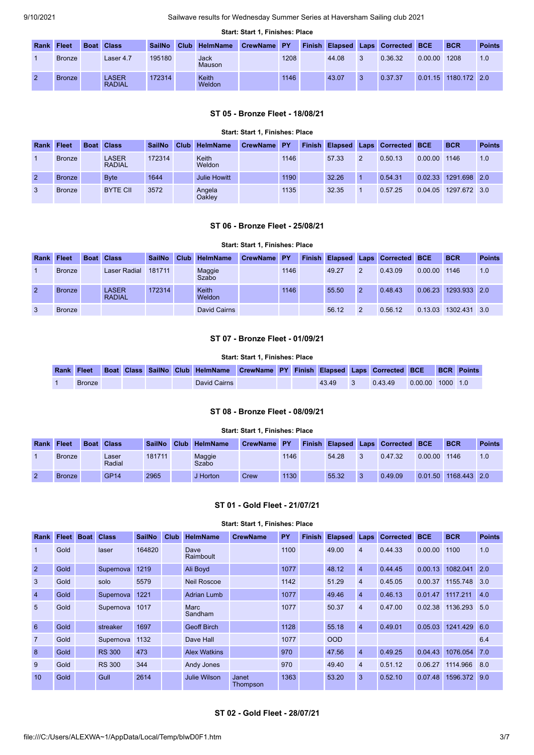**Start: Start 1, Finishes: Place**

| Rank | Fleet | Boat | Class | SailNo | Club | HelmName | CrewName | PY | Finish | Elapsed | Laps | Corrected | BCE | BCR | Points |
|---|---|---|---|---|---|---|---|---|---|---|---|---|---|---|---|
| 1 | Bronze | | Laser 4.7 | 195180 | | Jack Mauson | | 1208 | | 44.08 | 3 | 0.36.32 | 0.00.00 | 1208 | 1.0 |
| 2 | Bronze | | LASER RADIAL | 172314 | | Keith Weldon | | 1146 | | 43.07 | 3 | 0.37.37 | 0.01.15 | 1180.172 | 2.0 |

### ST 05 - Bronze Fleet - 18/08/21

**Start: Start 1, Finishes: Place**

| Rank | Fleet | Boat | Class | SailNo | Club | HelmName | CrewName | PY | Finish | Elapsed | Laps | Corrected | BCE | BCR | Points |
|---|---|---|---|---|---|---|---|---|---|---|---|---|---|---|---|
| 1 | Bronze | | LASER RADIAL | 172314 | | Keith Weldon | | 1146 | | 57.33 | 2 | 0.50.13 | 0.00.00 | 1146 | 1.0 |
| 2 | Bronze | | Byte | 1644 | | Julie Howitt | | 1190 | | 32.26 | 1 | 0.54.31 | 0.02.33 | 1291.698 | 2.0 |
| 3 | Bronze | | BYTE CII | 3572 | | Angela Oakley | | 1135 | | 32.35 | 1 | 0.57.25 | 0.04.05 | 1297.672 | 3.0 |

### ST 06 - Bronze Fleet - 25/08/21

**Start: Start 1, Finishes: Place**

| Rank | Fleet | Boat | Class | SailNo | Club | HelmName | CrewName | PY | Finish | Elapsed | Laps | Corrected | BCE | BCR | Points |
|---|---|---|---|---|---|---|---|---|---|---|---|---|---|---|---|
| 1 | Bronze | | Laser Radial | 181711 | | Maggie Szabo | | 1146 | | 49.27 | 2 | 0.43.09 | 0.00.00 | 1146 | 1.0 |
| 2 | Bronze | | LASER RADIAL | 172314 | | Keith Weldon | | 1146 | | 55.50 | 2 | 0.48.43 | 0.06.23 | 1293.933 | 2.0 |
| 3 | Bronze | | | | | David Cairns | | | | 56.12 | 2 | 0.56.12 | 0.13.03 | 1302.431 | 3.0 |

### ST 07 - Bronze Fleet - 01/09/21

**Start: Start 1, Finishes: Place**

| Rank | Fleet | Boat | Class | SailNo | Club | HelmName | CrewName | PY | Finish | Elapsed | Laps | Corrected | BCE | BCR | Points |
|---|---|---|---|---|---|---|---|---|---|---|---|---|---|---|---|
| 1 | Bronze | | | | | David Cairns | | | | 43.49 | 3 | 0.43.49 | 0.00.00 | 1000 | 1.0 |

### ST 08 - Bronze Fleet - 08/09/21

**Start: Start 1, Finishes: Place**

| Rank | Fleet | Boat | Class | SailNo | Club | HelmName | CrewName | PY | Finish | Elapsed | Laps | Corrected | BCE | BCR | Points |
|---|---|---|---|---|---|---|---|---|---|---|---|---|---|---|---|
| 1 | Bronze | | Laser Radial | 181711 | | Maggie Szabo | | 1146 | | 54.28 | 3 | 0.47.32 | 0.00.00 | 1146 | 1.0 |
| 2 | Bronze | | GP14 | 2965 | | J Horton | Crew | 1130 | | 55.32 | 3 | 0.49.09 | 0.01.50 | 1168.443 | 2.0 |

### ST 01 - Gold Fleet - 21/07/21

**Start: Start 1, Finishes: Place**

| Rank | Fleet | Boat | Class | SailNo | Club | HelmName | CrewName | PY | Finish | Elapsed | Laps | Corrected | BCE | BCR | Points |
|---|---|---|---|---|---|---|---|---|---|---|---|---|---|---|---|
| 1 | Gold | | laser | 164820 | | Dave Raimboult | | 1100 | | 49.00 | 4 | 0.44.33 | 0.00.00 | 1100 | 1.0 |
| 2 | Gold | | Supernova | 1219 | | Ali Boyd | | 1077 | | 48.12 | 4 | 0.44.45 | 0.00.13 | 1082.041 | 2.0 |
| 3 | Gold | | solo | 5579 | | Neil Roscoe | | 1142 | | 51.29 | 4 | 0.45.05 | 0.00.37 | 1155.748 | 3.0 |
| 4 | Gold | | Supernova | 1221 | | Adrian Lumb | | 1077 | | 49.46 | 4 | 0.46.13 | 0.01.47 | 1117.211 | 4.0 |
| 5 | Gold | | Supernova | 1017 | | Marc Sandham | | 1077 | | 50.37 | 4 | 0.47.00 | 0.02.38 | 1136.293 | 5.0 |
| 6 | Gold | | streaker | 1697 | | Geoff Birch | | 1128 | | 55.18 | 4 | 0.49.01 | 0.05.03 | 1241.429 | 6.0 |
| 7 | Gold | | Supernova | 1132 | | Dave Hall | | 1077 | | OOD | | | | | 6.4 |
| 8 | Gold | | RS 300 | 473 | | Alex Watkins | | 970 | | 47.56 | 4 | 0.49.25 | 0.04.43 | 1076.054 | 7.0 |
| 9 | Gold | | RS 300 | 344 | | Andy Jones | | 970 | | 49.40 | 4 | 0.51.12 | 0.06.27 | 1114.966 | 8.0 |
| 10 | Gold | | Gull | 2614 | | Julie Wilson | Janet Thompson | 1363 | | 53.20 | 3 | 0.52.10 | 0.07.48 | 1596.372 | 9.0 |

### ST 02 - Gold Fleet - 28/07/21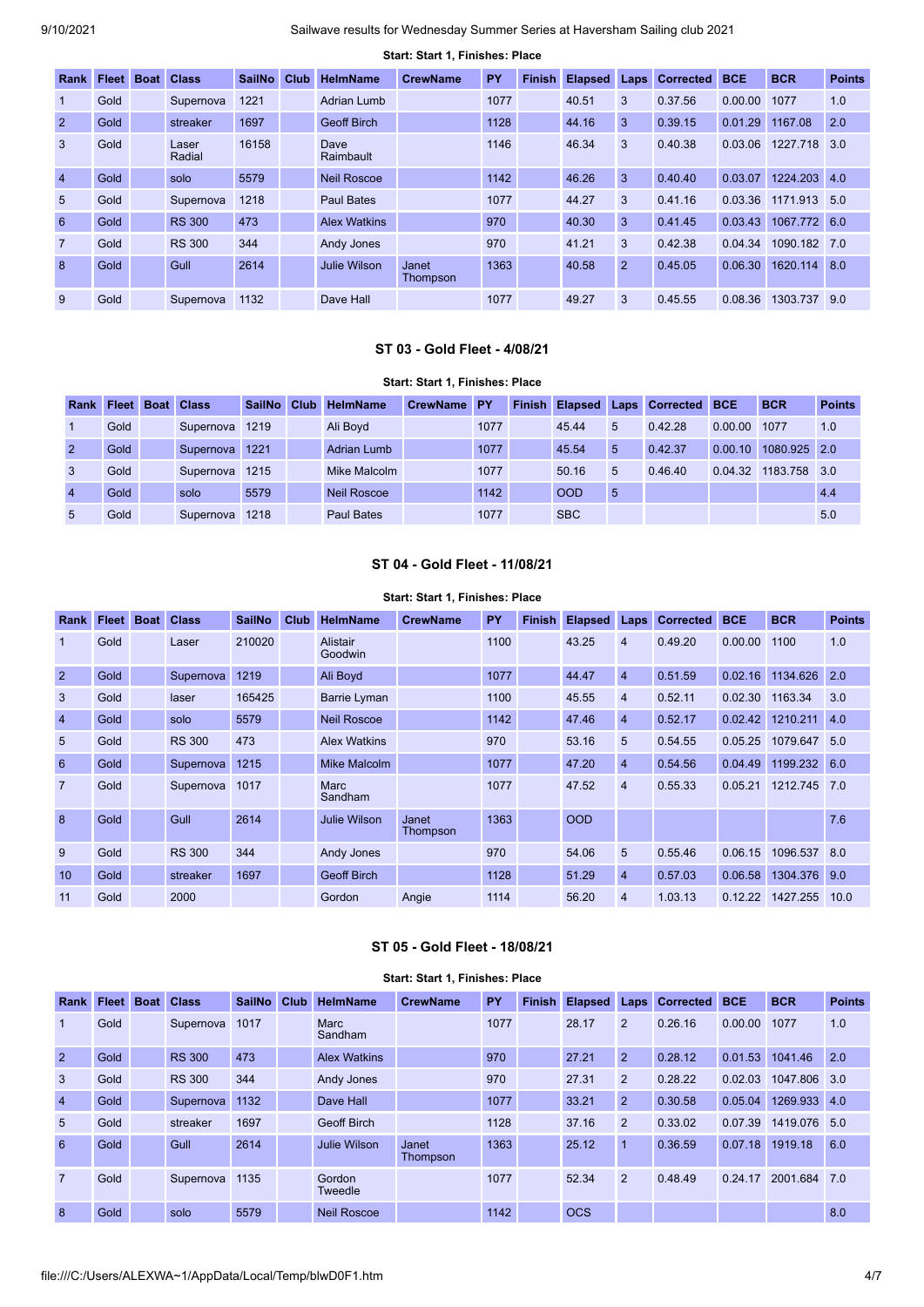Start: Start 1, Finishes: Place

| Rank | Fleet | Boat | Class | SailNo | Club | HelmName | CrewName | PY | Finish | Elapsed | Laps | Corrected | BCE | BCR | Points |
|---|---|---|---|---|---|---|---|---|---|---|---|---|---|---|---|
| 1 | Gold | | Supernova | 1221 | | Adrian Lumb | | 1077 | | 40.51 | 3 | 0.37.56 | 0.00.00 | 1077 | 1.0 |
| 2 | Gold | | streaker | 1697 | | Geoff Birch | | 1128 | | 44.16 | 3 | 0.39.15 | 0.01.29 | 1167.08 | 2.0 |
| 3 | Gold | | Laser Radial | 16158 | | Dave Raimbault | | 1146 | | 46.34 | 3 | 0.40.38 | 0.03.06 | 1227.718 | 3.0 |
| 4 | Gold | | solo | 5579 | | Neil Roscoe | | 1142 | | 46.26 | 3 | 0.40.40 | 0.03.07 | 1224.203 | 4.0 |
| 5 | Gold | | Supernova | 1218 | | Paul Bates | | 1077 | | 44.27 | 3 | 0.41.16 | 0.03.36 | 1171.913 | 5.0 |
| 6 | Gold | | RS 300 | 473 | | Alex Watkins | | 970 | | 40.30 | 3 | 0.41.45 | 0.03.43 | 1067.772 | 6.0 |
| 7 | Gold | | RS 300 | 344 | | Andy Jones | | 970 | | 41.21 | 3 | 0.42.38 | 0.04.34 | 1090.182 | 7.0 |
| 8 | Gold | | Gull | 2614 | | Julie Wilson | Janet Thompson | 1363 | | 40.58 | 2 | 0.45.05 | 0.06.30 | 1620.114 | 8.0 |
| 9 | Gold | | Supernova | 1132 | | Dave Hall | | 1077 | | 49.27 | 3 | 0.45.55 | 0.08.36 | 1303.737 | 9.0 |

### ST 03 - Gold Fleet - 4/08/21

Start: Start 1, Finishes: Place

| Rank | Fleet | Boat | Class | SailNo | Club | HelmName | CrewName | PY | Finish | Elapsed | Laps | Corrected | BCE | BCR | Points |
|---|---|---|---|---|---|---|---|---|---|---|---|---|---|---|---|
| 1 | Gold | | Supernova | 1219 | | Ali Boyd | | 1077 | | 45.44 | 5 | 0.42.28 | 0.00.00 | 1077 | 1.0 |
| 2 | Gold | | Supernova | 1221 | | Adrian Lumb | | 1077 | | 45.54 | 5 | 0.42.37 | 0.00.10 | 1080.925 | 2.0 |
| 3 | Gold | | Supernova | 1215 | | Mike Malcolm | | 1077 | | 50.16 | 5 | 0.46.40 | 0.04.32 | 1183.758 | 3.0 |
| 4 | Gold | | solo | 5579 | | Neil Roscoe | | 1142 | | OOD | 5 | | | | 4.4 |
| 5 | Gold | | Supernova | 1218 | | Paul Bates | | 1077 | | SBC | | | | | 5.0 |

### ST 04 - Gold Fleet - 11/08/21

Start: Start 1, Finishes: Place

| Rank | Fleet | Boat | Class | SailNo | Club | HelmName | CrewName | PY | Finish | Elapsed | Laps | Corrected | BCE | BCR | Points |
|---|---|---|---|---|---|---|---|---|---|---|---|---|---|---|---|
| 1 | Gold | | Laser | 210020 | | Alistair Goodwin | | 1100 | | 43.25 | 4 | 0.49.20 | 0.00.00 | 1100 | 1.0 |
| 2 | Gold | | Supernova | 1219 | | Ali Boyd | | 1077 | | 44.47 | 4 | 0.51.59 | 0.02.16 | 1134.626 | 2.0 |
| 3 | Gold | | laser | 165425 | | Barrie Lyman | | 1100 | | 45.55 | 4 | 0.52.11 | 0.02.30 | 1163.34 | 3.0 |
| 4 | Gold | | solo | 5579 | | Neil Roscoe | | 1142 | | 47.46 | 4 | 0.52.17 | 0.02.42 | 1210.211 | 4.0 |
| 5 | Gold | | RS 300 | 473 | | Alex Watkins | | 970 | | 53.16 | 5 | 0.54.55 | 0.05.25 | 1079.647 | 5.0 |
| 6 | Gold | | Supernova | 1215 | | Mike Malcolm | | 1077 | | 47.20 | 4 | 0.54.56 | 0.04.49 | 1199.232 | 6.0 |
| 7 | Gold | | Supernova | 1017 | | Marc Sandham | | 1077 | | 47.52 | 4 | 0.55.33 | 0.05.21 | 1212.745 | 7.0 |
| 8 | Gold | | Gull | 2614 | | Julie Wilson | Janet Thompson | 1363 | | OOD | | | | | 7.6 |
| 9 | Gold | | RS 300 | 344 | | Andy Jones | | 970 | | 54.06 | 5 | 0.55.46 | 0.06.15 | 1096.537 | 8.0 |
| 10 | Gold | | streaker | 1697 | | Geoff Birch | | 1128 | | 51.29 | 4 | 0.57.03 | 0.06.58 | 1304.376 | 9.0 |
| 11 | Gold | | 2000 | | | Gordon | Angie | 1114 | | 56.20 | 4 | 1.03.13 | 0.12.22 | 1427.255 | 10.0 |

### ST 05 - Gold Fleet - 18/08/21

Start: Start 1, Finishes: Place

| Rank | Fleet | Boat | Class | SailNo | Club | HelmName | CrewName | PY | Finish | Elapsed | Laps | Corrected | BCE | BCR | Points |
|---|---|---|---|---|---|---|---|---|---|---|---|---|---|---|---|
| 1 | Gold | | Supernova | 1017 | | Marc Sandham | | 1077 | | 28.17 | 2 | 0.26.16 | 0.00.00 | 1077 | 1.0 |
| 2 | Gold | | RS 300 | 473 | | Alex Watkins | | 970 | | 27.21 | 2 | 0.28.12 | 0.01.53 | 1041.46 | 2.0 |
| 3 | Gold | | RS 300 | 344 | | Andy Jones | | 970 | | 27.31 | 2 | 0.28.22 | 0.02.03 | 1047.806 | 3.0 |
| 4 | Gold | | Supernova | 1132 | | Dave Hall | | 1077 | | 33.21 | 2 | 0.30.58 | 0.05.04 | 1269.933 | 4.0 |
| 5 | Gold | | streaker | 1697 | | Geoff Birch | | 1128 | | 37.16 | 2 | 0.33.02 | 0.07.39 | 1419.076 | 5.0 |
| 6 | Gold | | Gull | 2614 | | Julie Wilson | Janet Thompson | 1363 | | 25.12 | 1 | 0.36.59 | 0.07.18 | 1919.18 | 6.0 |
| 7 | Gold | | Supernova | 1135 | | Gordon Tweedle | | 1077 | | 52.34 | 2 | 0.48.49 | 0.24.17 | 2001.684 | 7.0 |
| 8 | Gold | | solo | 5579 | | Neil Roscoe | | 1142 | | OCS | | | | | 8.0 |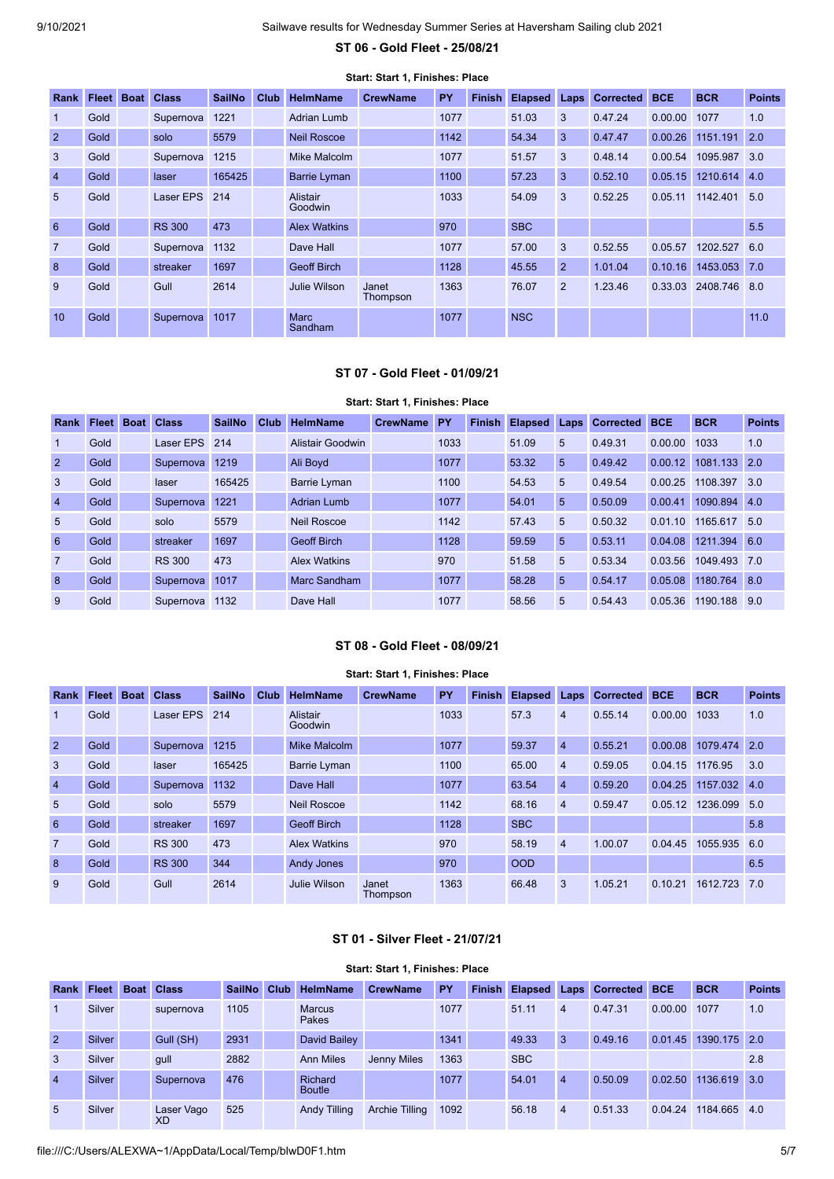### ST 06 - Gold Fleet - 25/08/21

**Start: Start 1, Finishes: Place**

| Rank | Fleet | Boat | Class | SailNo | Club | HelmName | CrewName | PY | Finish | Elapsed | Laps | Corrected | BCE | BCR | Points |
|---|---|---|---|---|---|---|---|---|---|---|---|---|---|---|---|
| 1 | Gold | | Supernova | 1221 | | Adrian Lumb | | 1077 | | 51.03 | 3 | 0.47.24 | 0.00.00 | 1077 | 1.0 |
| 2 | Gold | | solo | 5579 | | Neil Roscoe | | 1142 | | 54.34 | 3 | 0.47.47 | 0.00.26 | 1151.191 | 2.0 |
| 3 | Gold | | Supernova | 1215 | | Mike Malcolm | | 1077 | | 51.57 | 3 | 0.48.14 | 0.00.54 | 1095.987 | 3.0 |
| 4 | Gold | | laser | 165425 | | Barrie Lyman | | 1100 | | 57.23 | 3 | 0.52.10 | 0.05.15 | 1210.614 | 4.0 |
| 5 | Gold | | Laser EPS | 214 | | Alistair Goodwin | | 1033 | | 54.09 | 3 | 0.52.25 | 0.05.11 | 1142.401 | 5.0 |
| 6 | Gold | | RS 300 | 473 | | Alex Watkins | | 970 | | SBC | | | | | 5.5 |
| 7 | Gold | | Supernova | 1132 | | Dave Hall | | 1077 | | 57.00 | 3 | 0.52.55 | 0.05.57 | 1202.527 | 6.0 |
| 8 | Gold | | streaker | 1697 | | Geoff Birch | | 1128 | | 45.55 | 2 | 1.01.04 | 0.10.16 | 1453.053 | 7.0 |
| 9 | Gold | | Gull | 2614 | | Julie Wilson | Janet Thompson | 1363 | | 76.07 | 2 | 1.23.46 | 0.33.03 | 2408.746 | 8.0 |
| 10 | Gold | | Supernova | 1017 | | Marc Sandham | | 1077 | | NSC | | | | | 11.0 |

### ST 07 - Gold Fleet - 01/09/21

**Start: Start 1, Finishes: Place**

| Rank | Fleet | Boat | Class | SailNo | Club | HelmName | CrewName | PY | Finish | Elapsed | Laps | Corrected | BCE | BCR | Points |
|---|---|---|---|---|---|---|---|---|---|---|---|---|---|---|---|
| 1 | Gold | | Laser EPS | 214 | | Alistair Goodwin | | 1033 | | 51.09 | 5 | 0.49.31 | 0.00.00 | 1033 | 1.0 |
| 2 | Gold | | Supernova | 1219 | | Ali Boyd | | 1077 | | 53.32 | 5 | 0.49.42 | 0.00.12 | 1081.133 | 2.0 |
| 3 | Gold | | laser | 165425 | | Barrie Lyman | | 1100 | | 54.53 | 5 | 0.49.54 | 0.00.25 | 1108.397 | 3.0 |
| 4 | Gold | | Supernova | 1221 | | Adrian Lumb | | 1077 | | 54.01 | 5 | 0.50.09 | 0.00.41 | 1090.894 | 4.0 |
| 5 | Gold | | solo | 5579 | | Neil Roscoe | | 1142 | | 57.43 | 5 | 0.50.32 | 0.01.10 | 1165.617 | 5.0 |
| 6 | Gold | | streaker | 1697 | | Geoff Birch | | 1128 | | 59.59 | 5 | 0.53.11 | 0.04.08 | 1211.394 | 6.0 |
| 7 | Gold | | RS 300 | 473 | | Alex Watkins | | 970 | | 51.58 | 5 | 0.53.34 | 0.03.56 | 1049.493 | 7.0 |
| 8 | Gold | | Supernova | 1017 | | Marc Sandham | | 1077 | | 58.28 | 5 | 0.54.17 | 0.05.08 | 1180.764 | 8.0 |
| 9 | Gold | | Supernova | 1132 | | Dave Hall | | 1077 | | 58.56 | 5 | 0.54.43 | 0.05.36 | 1190.188 | 9.0 |

### ST 08 - Gold Fleet - 08/09/21

**Start: Start 1, Finishes: Place**

| Rank | Fleet | Boat | Class | SailNo | Club | HelmName | CrewName | PY | Finish | Elapsed | Laps | Corrected | BCE | BCR | Points |
|---|---|---|---|---|---|---|---|---|---|---|---|---|---|---|---|
| 1 | Gold | | Laser EPS | 214 | | Alistair Goodwin | | 1033 | | 57.3 | 4 | 0.55.14 | 0.00.00 | 1033 | 1.0 |
| 2 | Gold | | Supernova | 1215 | | Mike Malcolm | | 1077 | | 59.37 | 4 | 0.55.21 | 0.00.08 | 1079.474 | 2.0 |
| 3 | Gold | | laser | 165425 | | Barrie Lyman | | 1100 | | 65.00 | 4 | 0.59.05 | 0.04.15 | 1176.95 | 3.0 |
| 4 | Gold | | Supernova | 1132 | | Dave Hall | | 1077 | | 63.54 | 4 | 0.59.20 | 0.04.25 | 1157.032 | 4.0 |
| 5 | Gold | | solo | 5579 | | Neil Roscoe | | 1142 | | 68.16 | 4 | 0.59.47 | 0.05.12 | 1236.099 | 5.0 |
| 6 | Gold | | streaker | 1697 | | Geoff Birch | | 1128 | | SBC | | | | | 5.8 |
| 7 | Gold | | RS 300 | 473 | | Alex Watkins | | 970 | | 58.19 | 4 | 1.00.07 | 0.04.45 | 1055.935 | 6.0 |
| 8 | Gold | | RS 300 | 344 | | Andy Jones | | 970 | | OOD | | | | | 6.5 |
| 9 | Gold | | Gull | 2614 | | Julie Wilson | Janet Thompson | 1363 | | 66.48 | 3 | 1.05.21 | 0.10.21 | 1612.723 | 7.0 |

### ST 01 - Silver Fleet - 21/07/21

**Start: Start 1, Finishes: Place**

| Rank | Fleet | Boat | Class | SailNo | Club | HelmName | CrewName | PY | Finish | Elapsed | Laps | Corrected | BCE | BCR | Points |
|---|---|---|---|---|---|---|---|---|---|---|---|---|---|---|---|
| 1 | Silver | | supernova | 1105 | | Marcus Pakes | | 1077 | | 51.11 | 4 | 0.47.31 | 0.00.00 | 1077 | 1.0 |
| 2 | Silver | | Gull (SH) | 2931 | | David Bailey | | 1341 | | 49.33 | 3 | 0.49.16 | 0.01.45 | 1390.175 | 2.0 |
| 3 | Silver | | gull | 2882 | | Ann Miles | Jenny Miles | 1363 | | SBC | | | | | 2.8 |
| 4 | Silver | | Supernova | 476 | | Richard Boutle | | 1077 | | 54.01 | 4 | 0.50.09 | 0.02.50 | 1136.619 | 3.0 |
| 5 | Silver | | Laser Vago XD | 525 | | Andy Tilling | Archie Tilling | 1092 | | 56.18 | 4 | 0.51.33 | 0.04.24 | 1184.665 | 4.0 |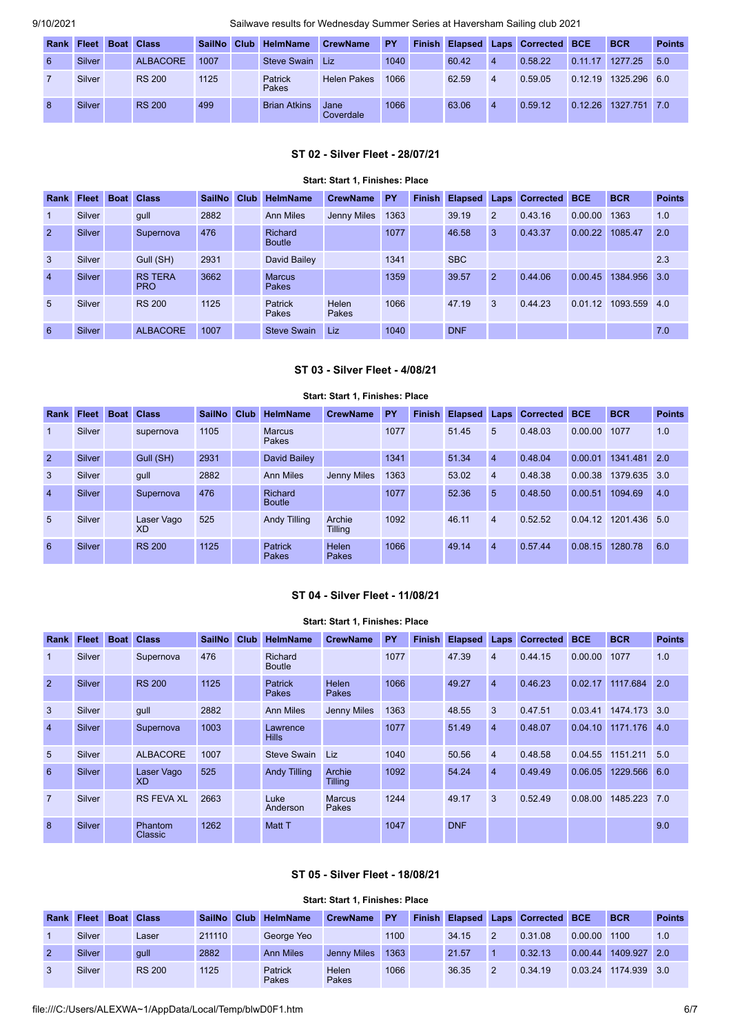| Rank | Fleet | Boat | Class | SailNo | Club | HelmName | CrewName | PY | Finish | Elapsed | Laps | Corrected | BCE | BCR | Points |
|---|---|---|---|---|---|---|---|---|---|---|---|---|---|---|---|
| 6 | Silver | | ALBACORE | 1007 | | Steve Swain | Liz | 1040 | | 60.42 | 4 | 0.58.22 | 0.11.17 | 1277.25 | 5.0 |
| 7 | Silver | | RS 200 | 1125 | | Patrick Pakes | Helen Pakes | 1066 | | 62.59 | 4 | 0.59.05 | 0.12.19 | 1325.296 | 6.0 |
| 8 | Silver | | RS 200 | 499 | | Brian Atkins | Jane Coverdale | 1066 | | 63.06 | 4 | 0.59.12 | 0.12.26 | 1327.751 | 7.0 |

### ST 02 - Silver Fleet - 28/07/21

**Start: Start 1, Finishes: Place**

| Rank | Fleet | Boat | Class | SailNo | Club | HelmName | CrewName | PY | Finish | Elapsed | Laps | Corrected | BCE | BCR | Points |
|---|---|---|---|---|---|---|---|---|---|---|---|---|---|---|---|
| 1 | Silver | | gull | 2882 | | Ann Miles | Jenny Miles | 1363 | | 39.19 | 2 | 0.43.16 | 0.00.00 | 1363 | 1.0 |
| 2 | Silver | | Supernova | 476 | | Richard Boutle | | 1077 | | 46.58 | 3 | 0.43.37 | 0.00.22 | 1085.47 | 2.0 |
| 3 | Silver | | Gull (SH) | 2931 | | David Bailey | | 1341 | | SBC | | | | | 2.3 |
| 4 | Silver | | RS TERA PRO | 3662 | | Marcus Pakes | | 1359 | | 39.57 | 2 | 0.44.06 | 0.00.45 | 1384.956 | 3.0 |
| 5 | Silver | | RS 200 | 1125 | | Patrick Pakes | Helen Pakes | 1066 | | 47.19 | 3 | 0.44.23 | 0.01.12 | 1093.559 | 4.0 |
| 6 | Silver | | ALBACORE | 1007 | | Steve Swain | Liz | 1040 | | DNF | | | | | 7.0 |

### ST 03 - Silver Fleet - 4/08/21

**Start: Start 1, Finishes: Place**

| Rank | Fleet | Boat | Class | SailNo | Club | HelmName | CrewName | PY | Finish | Elapsed | Laps | Corrected | BCE | BCR | Points |
|---|---|---|---|---|---|---|---|---|---|---|---|---|---|---|---|
| 1 | Silver | | supernova | 1105 | | Marcus Pakes | | 1077 | | 51.45 | 5 | 0.48.03 | 0.00.00 | 1077 | 1.0 |
| 2 | Silver | | Gull (SH) | 2931 | | David Bailey | | 1341 | | 51.34 | 4 | 0.48.04 | 0.00.01 | 1341.481 | 2.0 |
| 3 | Silver | | gull | 2882 | | Ann Miles | Jenny Miles | 1363 | | 53.02 | 4 | 0.48.38 | 0.00.38 | 1379.635 | 3.0 |
| 4 | Silver | | Supernova | 476 | | Richard Boutle | | 1077 | | 52.36 | 5 | 0.48.50 | 0.00.51 | 1094.69 | 4.0 |
| 5 | Silver | | Laser Vago XD | 525 | | Andy Tilling | Archie Tilling | 1092 | | 46.11 | 4 | 0.52.52 | 0.04.12 | 1201.436 | 5.0 |
| 6 | Silver | | RS 200 | 1125 | | Patrick Pakes | Helen Pakes | 1066 | | 49.14 | 4 | 0.57.44 | 0.08.15 | 1280.78 | 6.0 |

### ST 04 - Silver Fleet - 11/08/21

**Start: Start 1, Finishes: Place**

| Rank | Fleet | Boat | Class | SailNo | Club | HelmName | CrewName | PY | Finish | Elapsed | Laps | Corrected | BCE | BCR | Points |
|---|---|---|---|---|---|---|---|---|---|---|---|---|---|---|---|
| 1 | Silver | | Supernova | 476 | | Richard Boutle | | 1077 | | 47.39 | 4 | 0.44.15 | 0.00.00 | 1077 | 1.0 |
| 2 | Silver | | RS 200 | 1125 | | Patrick Pakes | Helen Pakes | 1066 | | 49.27 | 4 | 0.46.23 | 0.02.17 | 1117.684 | 2.0 |
| 3 | Silver | | gull | 2882 | | Ann Miles | Jenny Miles | 1363 | | 48.55 | 3 | 0.47.51 | 0.03.41 | 1474.173 | 3.0 |
| 4 | Silver | | Supernova | 1003 | | Lawrence Hills | | 1077 | | 51.49 | 4 | 0.48.07 | 0.04.10 | 1171.176 | 4.0 |
| 5 | Silver | | ALBACORE | 1007 | | Steve Swain | Liz | 1040 | | 50.56 | 4 | 0.48.58 | 0.04.55 | 1151.211 | 5.0 |
| 6 | Silver | | Laser Vago XD | 525 | | Andy Tilling | Archie Tilling | 1092 | | 54.24 | 4 | 0.49.49 | 0.06.05 | 1229.566 | 6.0 |
| 7 | Silver | | RS FEVA XL | 2663 | | Luke Anderson | Marcus Pakes | 1244 | | 49.17 | 3 | 0.52.49 | 0.08.00 | 1485.223 | 7.0 |
| 8 | Silver | | Phantom Classic | 1262 | | Matt T | | 1047 | | DNF | | | | | 9.0 |

### ST 05 - Silver Fleet - 18/08/21

**Start: Start 1, Finishes: Place**

| Rank | Fleet | Boat | Class | SailNo | Club | HelmName | CrewName | PY | Finish | Elapsed | Laps | Corrected | BCE | BCR | Points |
|---|---|---|---|---|---|---|---|---|---|---|---|---|---|---|---|
| 1 | Silver | | Laser | 211110 | | George Yeo | | 1100 | | 34.15 | 2 | 0.31.08 | 0.00.00 | 1100 | 1.0 |
| 2 | Silver | | gull | 2882 | | Ann Miles | Jenny Miles | 1363 | | 21.57 | 1 | 0.32.13 | 0.00.44 | 1409.927 | 2.0 |
| 3 | Silver | | RS 200 | 1125 | | Patrick Pakes | Helen Pakes | 1066 | | 36.35 | 2 | 0.34.19 | 0.03.24 | 1174.939 | 3.0 |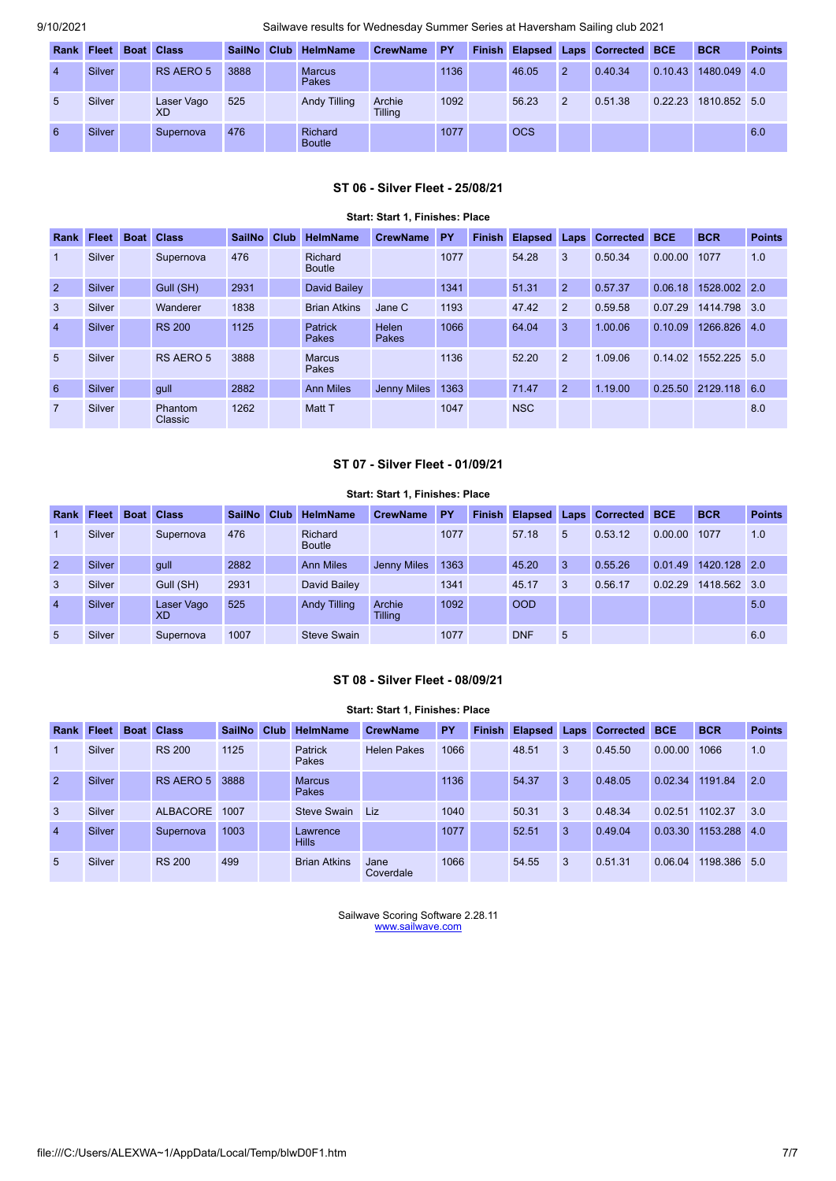| Rank | Fleet | Boat | Class | SailNo | Club | HelmName | CrewName | PY | Finish | Elapsed | Laps | Corrected | BCE | BCR | Points |
|---|---|---|---|---|---|---|---|---|---|---|---|---|---|---|---|
| 4 | Silver | | RS AERO 5 | 3888 | | Marcus Pakes | | 1136 | | 46.05 | 2 | 0.40.34 | 0.10.43 | 1480.049 | 4.0 |
| 5 | Silver | | Laser Vago XD | 525 | | Andy Tilling | Archie Tilling | 1092 | | 56.23 | 2 | 0.51.38 | 0.22.23 | 1810.852 | 5.0 |
| 6 | Silver | | Supernova | 476 | | Richard Boutle | | 1077 | | OCS | | | | | 6.0 |

### ST 06 - Silver Fleet - 25/08/21

**Start: Start 1, Finishes: Place**

| Rank | Fleet | Boat | Class | SailNo | Club | HelmName | CrewName | PY | Finish | Elapsed | Laps | Corrected | BCE | BCR | Points |
|---|---|---|---|---|---|---|---|---|---|---|---|---|---|---|---|
| 1 | Silver | | Supernova | 476 | | Richard Boutle | | 1077 | | 54.28 | 3 | 0.50.34 | 0.00.00 | 1077 | 1.0 |
| 2 | Silver | | Gull (SH) | 2931 | | David Bailey | | 1341 | | 51.31 | 2 | 0.57.37 | 0.06.18 | 1528.002 | 2.0 |
| 3 | Silver | | Wanderer | 1838 | | Brian Atkins | Jane C | 1193 | | 47.42 | 2 | 0.59.58 | 0.07.29 | 1414.798 | 3.0 |
| 4 | Silver | | RS 200 | 1125 | | Patrick Pakes | Helen Pakes | 1066 | | 64.04 | 3 | 1.00.06 | 0.10.09 | 1266.826 | 4.0 |
| 5 | Silver | | RS AERO 5 | 3888 | | Marcus Pakes | | 1136 | | 52.20 | 2 | 1.09.06 | 0.14.02 | 1552.225 | 5.0 |
| 6 | Silver | | gull | 2882 | | Ann Miles | Jenny Miles | 1363 | | 71.47 | 2 | 1.19.00 | 0.25.50 | 2129.118 | 6.0 |
| 7 | Silver | | Phantom Classic | 1262 | | Matt T | | 1047 | | NSC | | | | | 8.0 |

### ST 07 - Silver Fleet - 01/09/21

**Start: Start 1, Finishes: Place**

| Rank | Fleet | Boat | Class | SailNo | Club | HelmName | CrewName | PY | Finish | Elapsed | Laps | Corrected | BCE | BCR | Points |
|---|---|---|---|---|---|---|---|---|---|---|---|---|---|---|---|
| 1 | Silver | | Supernova | 476 | | Richard Boutle | | 1077 | | 57.18 | 5 | 0.53.12 | 0.00.00 | 1077 | 1.0 |
| 2 | Silver | | gull | 2882 | | Ann Miles | Jenny Miles | 1363 | | 45.20 | 3 | 0.55.26 | 0.01.49 | 1420.128 | 2.0 |
| 3 | Silver | | Gull (SH) | 2931 | | David Bailey | | 1341 | | 45.17 | 3 | 0.56.17 | 0.02.29 | 1418.562 | 3.0 |
| 4 | Silver | | Laser Vago XD | 525 | | Andy Tilling | Archie Tilling | 1092 | | OOD | | | | | 5.0 |
| 5 | Silver | | Supernova | 1007 | | Steve Swain | | 1077 | | DNF | 5 | | | | 6.0 |

### ST 08 - Silver Fleet - 08/09/21

**Start: Start 1, Finishes: Place**

| Rank | Fleet | Boat | Class | SailNo | Club | HelmName | CrewName | PY | Finish | Elapsed | Laps | Corrected | BCE | BCR | Points |
|---|---|---|---|---|---|---|---|---|---|---|---|---|---|---|---|
| 1 | Silver | | RS 200 | 1125 | | Patrick Pakes | Helen Pakes | 1066 | | 48.51 | 3 | 0.45.50 | 0.00.00 | 1066 | 1.0 |
| 2 | Silver | | RS AERO 5 | 3888 | | Marcus Pakes | | 1136 | | 54.37 | 3 | 0.48.05 | 0.02.34 | 1191.84 | 2.0 |
| 3 | Silver | | ALBACORE | 1007 | | Steve Swain | Liz | 1040 | | 50.31 | 3 | 0.48.34 | 0.02.51 | 1102.37 | 3.0 |
| 4 | Silver | | Supernova | 1003 | | Lawrence Hills | | 1077 | | 52.51 | 3 | 0.49.04 | 0.03.30 | 1153.288 | 4.0 |
| 5 | Silver | | RS 200 | 499 | | Brian Atkins | Jane Coverdale | 1066 | | 54.55 | 3 | 0.51.31 | 0.06.04 | 1198.386 | 5.0 |

Sailwave Scoring Software 2.28.11
www.sailwave.com